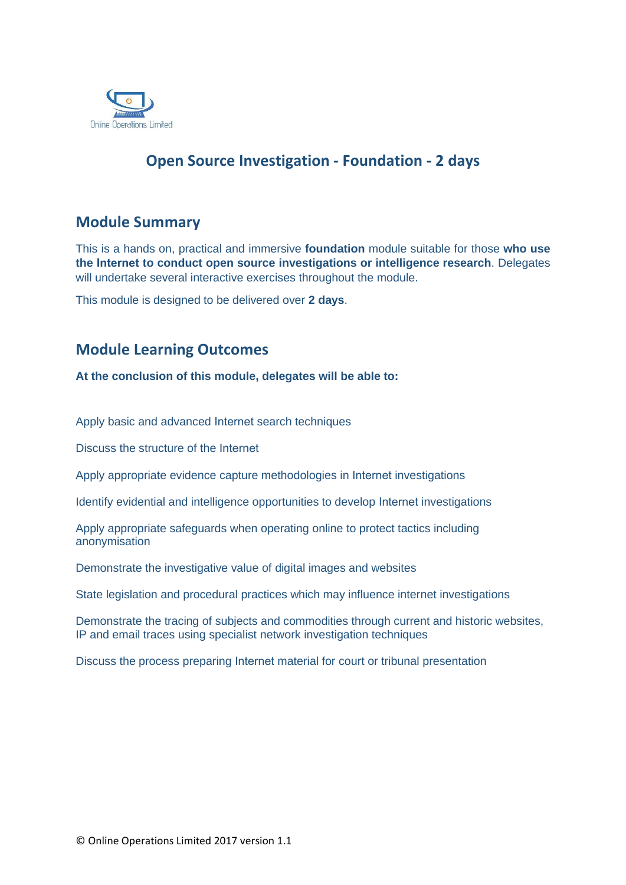Online Operations Limited

# Open Source Investigation - Foundation - 2 days

## Module Summary

This is a hands on, practical and immersive **foundation** module suitable for those **who use the Internet to conduct open source investigations or intelligence research**. Delegates will undertake several interactive exercises throughout the module.

This module is designed to be delivered over **2 days**.

## Module Learning Outcomes

**At the conclusion of this module, delegates will be able to:**

Apply basic and advanced Internet search techniques

Discuss the structure of the Internet

Apply appropriate evidence capture methodologies in Internet investigations

Identify evidential and intelligence opportunities to develop Internet investigations

Apply appropriate safeguards when operating online to protect tactics including anonymisation

Demonstrate the investigative value of digital images and websites

State legislation and procedural practices which may influence internet investigations

Demonstrate the tracing of subjects and commodities through current and historic websites, IP and email traces using specialist network investigation techniques

Discuss the process preparing Internet material for court or tribunal presentation

© Online Operations Limited 2017 version 1.1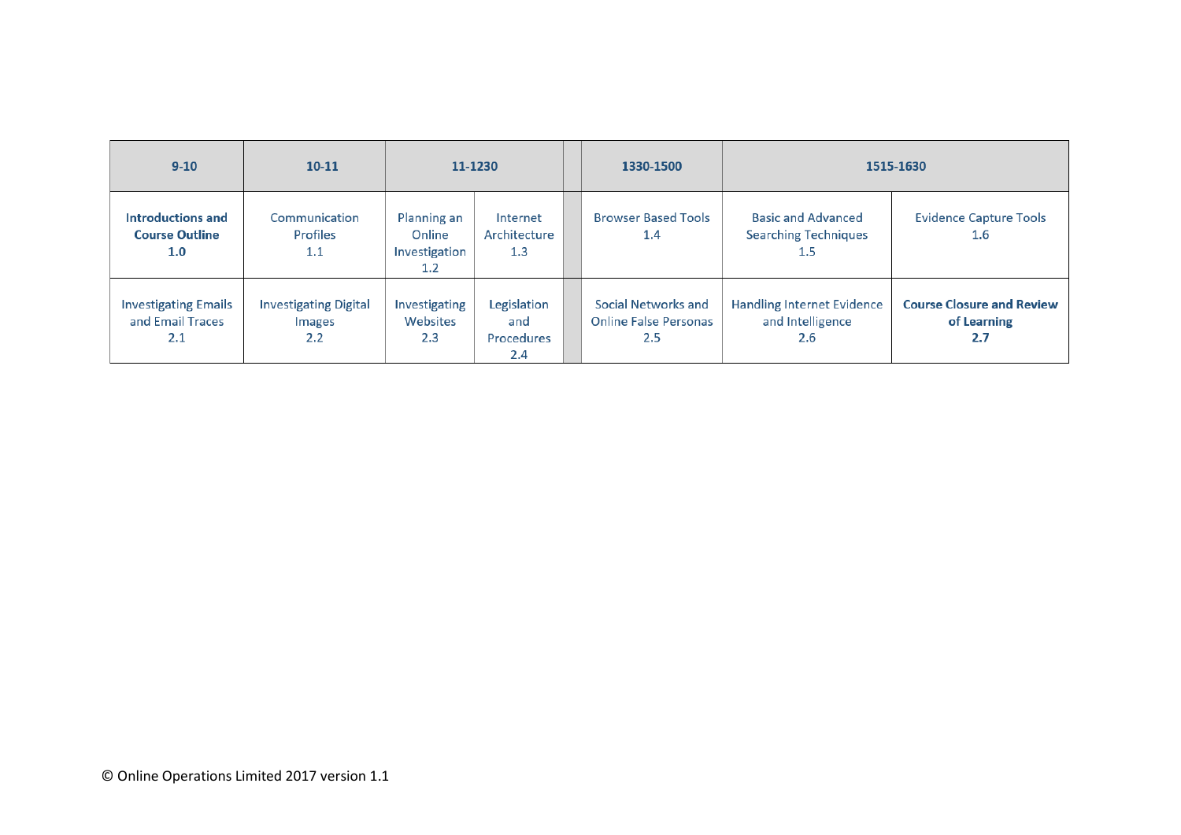| 9-10 | 10-11 | 11-1230 | | | 1330-1500 | 1515-1630 | |
|---|---|---|---|---|---|---|---|
| **Introductions and Course Outline 1.0** | Communication Profiles 1.1 | Planning an Online Investigation 1.2 | Internet Architecture 1.3 | | Browser Based Tools 1.4 | Basic and Advanced Searching Techniques 1.5 | Evidence Capture Tools 1.6 |
| Investigating Emails and Email Traces 2.1 | Investigating Digital Images 2.2 | Investigating Websites 2.3 | Legislation and Procedures 2.4 | | Social Networks and Online False Personas 2.5 | Handling Internet Evidence and Intelligence 2.6 | **Course Closure and Review of Learning 2.7** |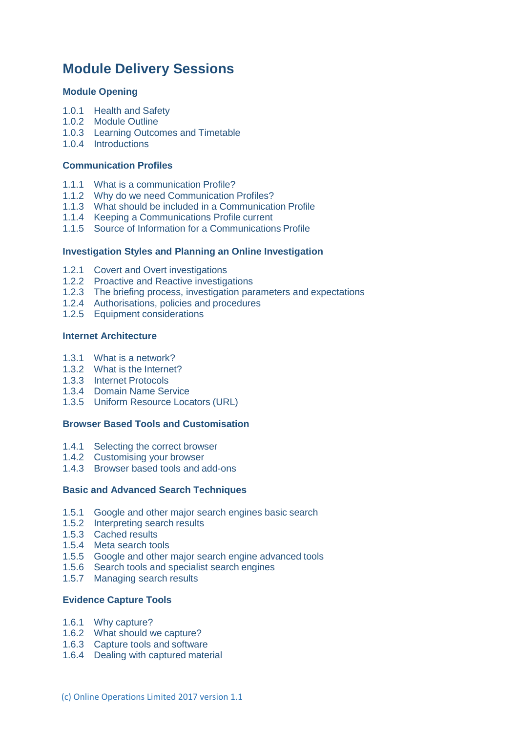# Module Delivery Sessions

## Module Opening

1.0.1 Health and Safety
1.0.2 Module Outline
1.0.3 Learning Outcomes and Timetable
1.0.4 Introductions

## Communication Profiles

1.1.1 What is a communication Profile?
1.1.2 Why do we need Communication Profiles?
1.1.3 What should be included in a Communication Profile
1.1.4 Keeping a Communications Profile current
1.1.5 Source of Information for a Communications Profile

## Investigation Styles and Planning an Online Investigation

1.2.1 Covert and Overt investigations
1.2.2 Proactive and Reactive investigations
1.2.3 The briefing process, investigation parameters and expectations
1.2.4 Authorisations, policies and procedures
1.2.5 Equipment considerations

## Internet Architecture

1.3.1 What is a network?
1.3.2 What is the Internet?
1.3.3 Internet Protocols
1.3.4 Domain Name Service
1.3.5 Uniform Resource Locators (URL)

## Browser Based Tools and Customisation

1.4.1 Selecting the correct browser
1.4.2 Customising your browser
1.4.3 Browser based tools and add-ons

## Basic and Advanced Search Techniques

1.5.1 Google and other major search engines basic search
1.5.2 Interpreting search results
1.5.3 Cached results
1.5.4 Meta search tools
1.5.5 Google and other major search engine advanced tools
1.5.6 Search tools and specialist search engines
1.5.7 Managing search results

## Evidence Capture Tools

1.6.1 Why capture?
1.6.2 What should we capture?
1.6.3 Capture tools and software
1.6.4 Dealing with captured material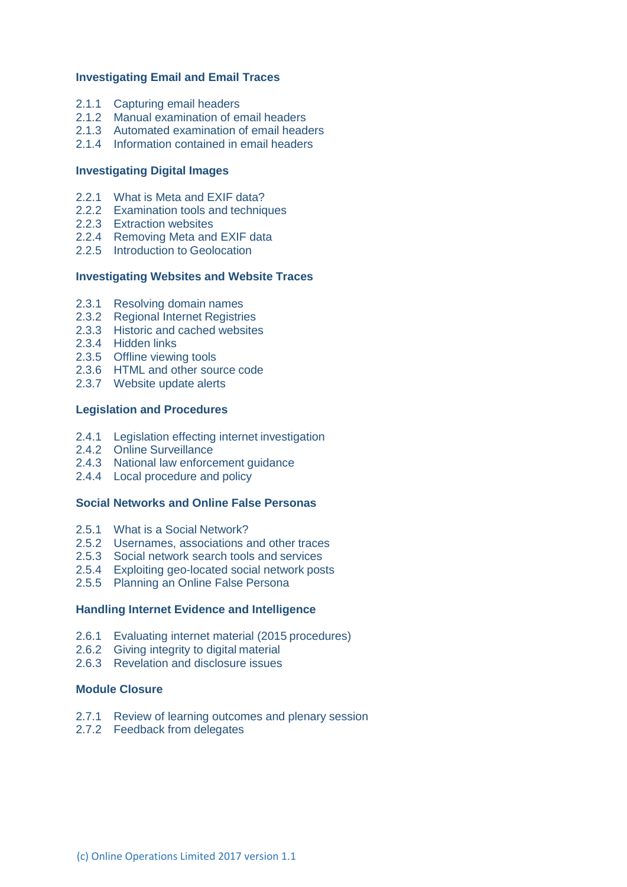### Investigating Email and Email Traces

2.1.1 Capturing email headers
2.1.2 Manual examination of email headers
2.1.3 Automated examination of email headers
2.1.4 Information contained in email headers

### Investigating Digital Images

2.2.1 What is Meta and EXIF data?
2.2.2 Examination tools and techniques
2.2.3 Extraction websites
2.2.4 Removing Meta and EXIF data
2.2.5 Introduction to Geolocation

### Investigating Websites and Website Traces

2.3.1 Resolving domain names
2.3.2 Regional Internet Registries
2.3.3 Historic and cached websites
2.3.4 Hidden links
2.3.5 Offline viewing tools
2.3.6 HTML and other source code
2.3.7 Website update alerts

### Legislation and Procedures

2.4.1 Legislation effecting internet investigation
2.4.2 Online Surveillance
2.4.3 National law enforcement guidance
2.4.4 Local procedure and policy

### Social Networks and Online False Personas

2.5.1 What is a Social Network?
2.5.2 Usernames, associations and other traces
2.5.3 Social network search tools and services
2.5.4 Exploiting geo-located social network posts
2.5.5 Planning an Online False Persona

### Handling Internet Evidence and Intelligence

2.6.1 Evaluating internet material (2015 procedures)
2.6.2 Giving integrity to digital material
2.6.3 Revelation and disclosure issues

### Module Closure

2.7.1 Review of learning outcomes and plenary session
2.7.2 Feedback from delegates